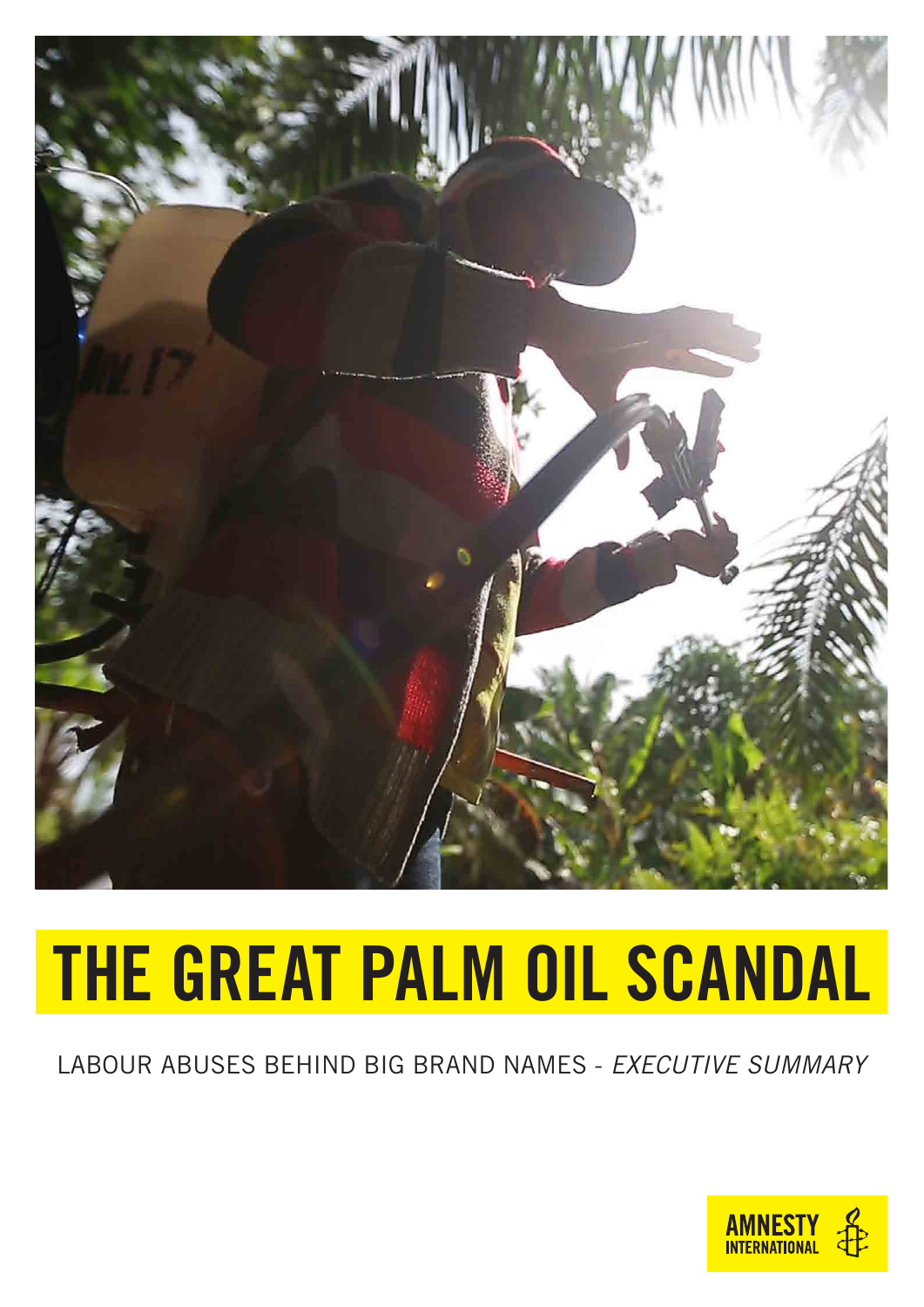# THE GREAT PALM OIL SCANDAL

LABOUR ABUSES BEHIND BIG BRAND NAMES - *EXECUTIVE SUMMARY*

AMNESTY INTERNATIONAL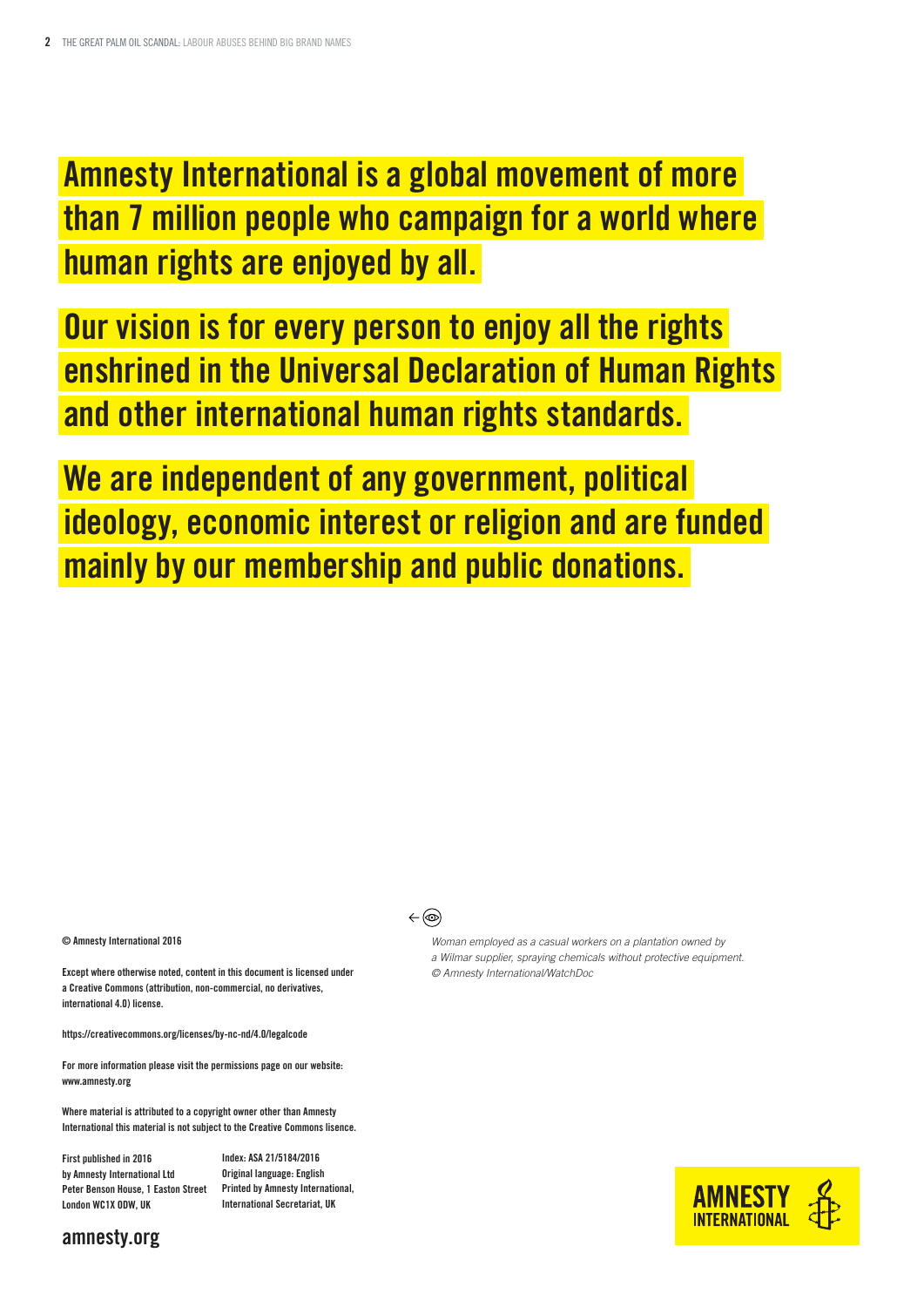**Amnesty International is a global movement of more than 7 million people who campaign for a world where human rights are enjoyed by all.**

**Our vision is for every person to enjoy all the rights enshrined in the Universal Declaration of Human Rights and other international human rights standards.**

**We are independent of any government, political ideology, economic interest or religion and are funded mainly by our membership and public donations.**

© Amnesty International 2016

Except where otherwise noted, content in this document is licensed under a Creative Commons (attribution, non-commercial, no derivatives, international 4.0) license.

https://creativecommons.org/licenses/by-nc-nd/4.0/legalcode

For more information please visit the permissions page on our website: www.amnesty.org

Where material is attributed to a copyright owner other than Amnesty International this material is not subject to the Creative Commons licence.

First published in 2016
by Amnesty International Ltd
Peter Benson House, 1 Easton Street
London WC1X 0DW, UK

Index: ASA 21/5184/2016
Original language: English
Printed by Amnesty International,
International Secretariat, UK

amnesty.org

*Woman employed as a casual workers on a plantation owned by a Wilmar supplier, spraying chemicals without protective equipment. © Amnesty International/WatchDoc*

AMNESTY INTERNATIONAL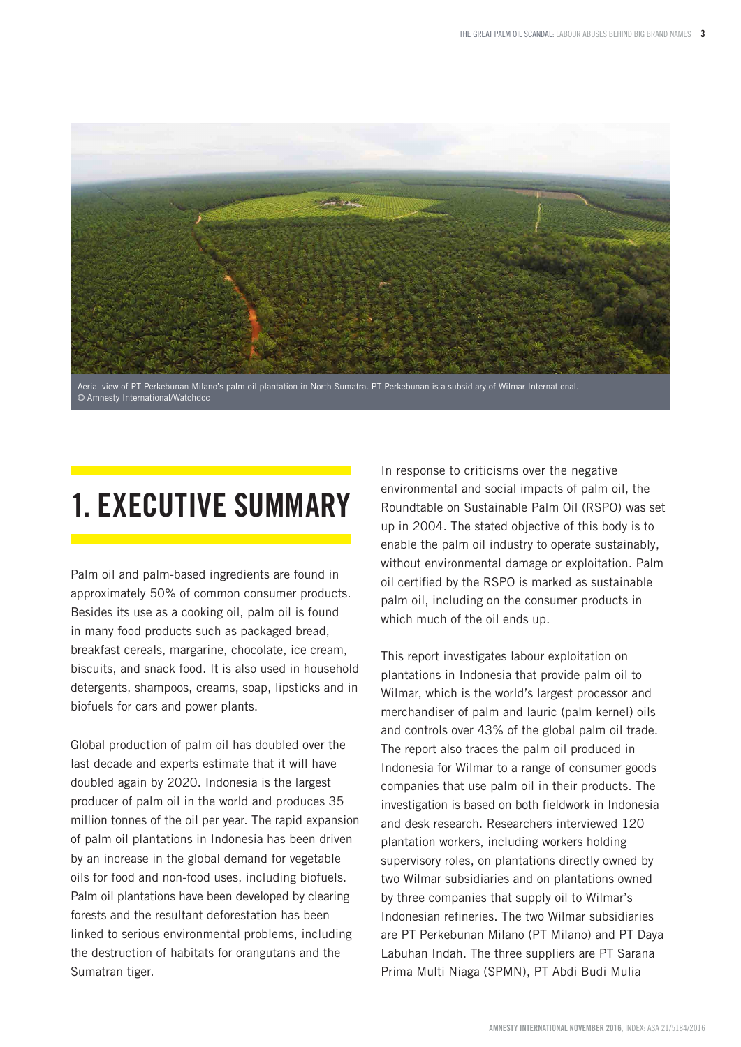Aerial view of PT Perkebunan Milano's palm oil plantation in North Sumatra. PT Perkebunan is a subsidiary of Wilmar International. © Amnesty International/Watchdoc

# 1. EXECUTIVE SUMMARY

Palm oil and palm-based ingredients are found in approximately 50% of common consumer products. Besides its use as a cooking oil, palm oil is found in many food products such as packaged bread, breakfast cereals, margarine, chocolate, ice cream, biscuits, and snack food. It is also used in household detergents, shampoos, creams, soap, lipsticks and in biofuels for cars and power plants.

Global production of palm oil has doubled over the last decade and experts estimate that it will have doubled again by 2020. Indonesia is the largest producer of palm oil in the world and produces 35 million tonnes of the oil per year. The rapid expansion of palm oil plantations in Indonesia has been driven by an increase in the global demand for vegetable oils for food and non-food uses, including biofuels. Palm oil plantations have been developed by clearing forests and the resultant deforestation has been linked to serious environmental problems, including the destruction of habitats for orangutans and the Sumatran tiger.

In response to criticisms over the negative environmental and social impacts of palm oil, the Roundtable on Sustainable Palm Oil (RSPO) was set up in 2004. The stated objective of this body is to enable the palm oil industry to operate sustainably, without environmental damage or exploitation. Palm oil certified by the RSPO is marked as sustainable palm oil, including on the consumer products in which much of the oil ends up.

This report investigates labour exploitation on plantations in Indonesia that provide palm oil to Wilmar, which is the world's largest processor and merchandiser of palm and lauric (palm kernel) oils and controls over 43% of the global palm oil trade. The report also traces the palm oil produced in Indonesia for Wilmar to a range of consumer goods companies that use palm oil in their products. The investigation is based on both fieldwork in Indonesia and desk research. Researchers interviewed 120 plantation workers, including workers holding supervisory roles, on plantations directly owned by two Wilmar subsidiaries and on plantations owned by three companies that supply oil to Wilmar's Indonesian refineries. The two Wilmar subsidiaries are PT Perkebunan Milano (PT Milano) and PT Daya Labuhan Indah. The three suppliers are PT Sarana Prima Multi Niaga (SPMN), PT Abdi Budi Mulia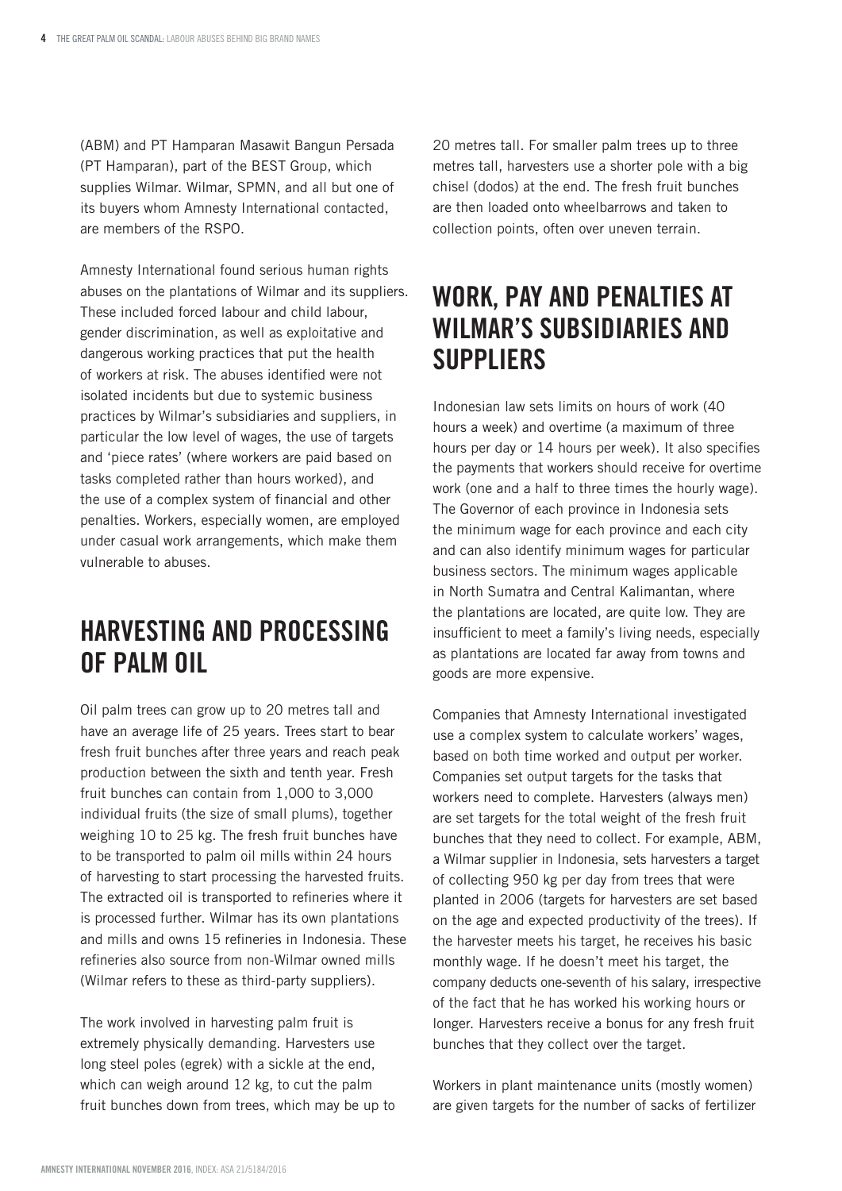(ABM) and PT Hamparan Masawit Bangun Persada (PT Hamparan), part of the BEST Group, which supplies Wilmar. Wilmar, SPMN, and all but one of its buyers whom Amnesty International contacted, are members of the RSPO.

Amnesty International found serious human rights abuses on the plantations of Wilmar and its suppliers. These included forced labour and child labour, gender discrimination, as well as exploitative and dangerous working practices that put the health of workers at risk. The abuses identified were not isolated incidents but due to systemic business practices by Wilmar's subsidiaries and suppliers, in particular the low level of wages, the use of targets and 'piece rates' (where workers are paid based on tasks completed rather than hours worked), and the use of a complex system of financial and other penalties. Workers, especially women, are employed under casual work arrangements, which make them vulnerable to abuses.

## HARVESTING AND PROCESSING OF PALM OIL

Oil palm trees can grow up to 20 metres tall and have an average life of 25 years. Trees start to bear fresh fruit bunches after three years and reach peak production between the sixth and tenth year. Fresh fruit bunches can contain from 1,000 to 3,000 individual fruits (the size of small plums), together weighing 10 to 25 kg. The fresh fruit bunches have to be transported to palm oil mills within 24 hours of harvesting to start processing the harvested fruits. The extracted oil is transported to refineries where it is processed further. Wilmar has its own plantations and mills and owns 15 refineries in Indonesia. These refineries also source from non-Wilmar owned mills (Wilmar refers to these as third-party suppliers).

The work involved in harvesting palm fruit is extremely physically demanding. Harvesters use long steel poles (egrek) with a sickle at the end, which can weigh around 12 kg, to cut the palm fruit bunches down from trees, which may be up to 20 metres tall. For smaller palm trees up to three metres tall, harvesters use a shorter pole with a big chisel (dodos) at the end. The fresh fruit bunches are then loaded onto wheelbarrows and taken to collection points, often over uneven terrain.

## WORK, PAY AND PENALTIES AT WILMAR'S SUBSIDIARIES AND SUPPLIERS

Indonesian law sets limits on hours of work (40 hours a week) and overtime (a maximum of three hours per day or 14 hours per week). It also specifies the payments that workers should receive for overtime work (one and a half to three times the hourly wage). The Governor of each province in Indonesia sets the minimum wage for each province and each city and can also identify minimum wages for particular business sectors. The minimum wages applicable in North Sumatra and Central Kalimantan, where the plantations are located, are quite low. They are insufficient to meet a family's living needs, especially as plantations are located far away from towns and goods are more expensive.

Companies that Amnesty International investigated use a complex system to calculate workers' wages, based on both time worked and output per worker. Companies set output targets for the tasks that workers need to complete. Harvesters (always men) are set targets for the total weight of the fresh fruit bunches that they need to collect. For example, ABM, a Wilmar supplier in Indonesia, sets harvesters a target of collecting 950 kg per day from trees that were planted in 2006 (targets for harvesters are set based on the age and expected productivity of the trees). If the harvester meets his target, he receives his basic monthly wage. If he doesn't meet his target, the company deducts one-seventh of his salary, irrespective of the fact that he has worked his working hours or longer. Harvesters receive a bonus for any fresh fruit bunches that they collect over the target.

Workers in plant maintenance units (mostly women) are given targets for the number of sacks of fertilizer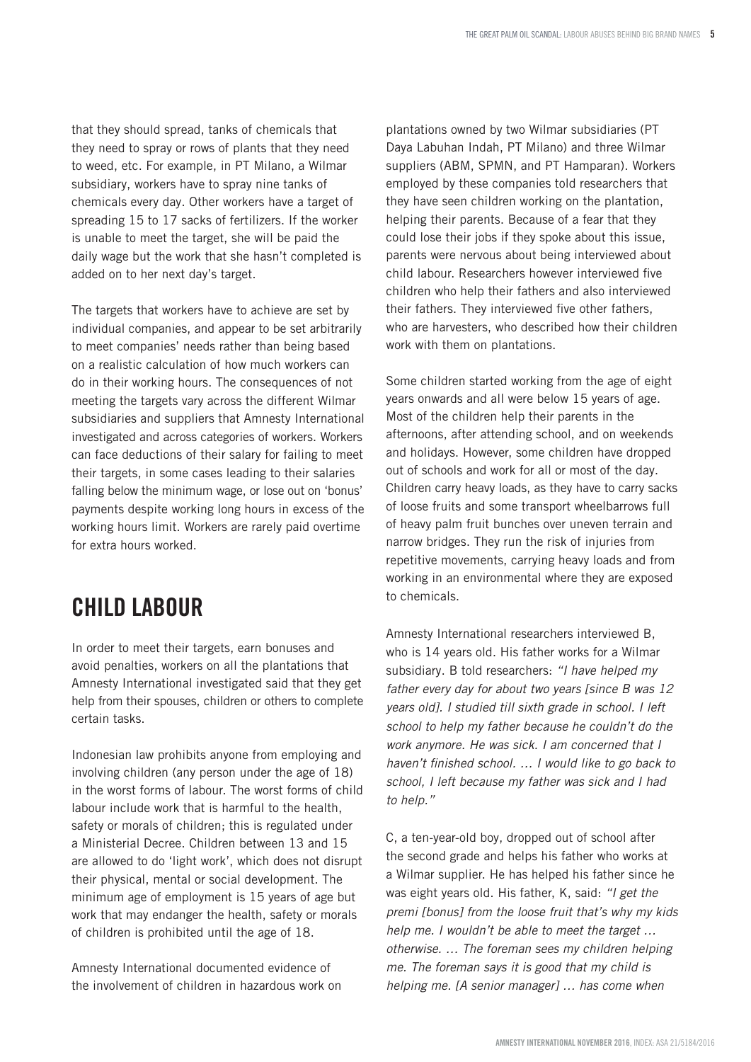that they should spread, tanks of chemicals that they need to spray or rows of plants that they need to weed, etc. For example, in PT Milano, a Wilmar subsidiary, workers have to spray nine tanks of chemicals every day. Other workers have a target of spreading 15 to 17 sacks of fertilizers. If the worker is unable to meet the target, she will be paid the daily wage but the work that she hasn't completed is added on to her next day's target.

The targets that workers have to achieve are set by individual companies, and appear to be set arbitrarily to meet companies' needs rather than being based on a realistic calculation of how much workers can do in their working hours. The consequences of not meeting the targets vary across the different Wilmar subsidiaries and suppliers that Amnesty International investigated and across categories of workers. Workers can face deductions of their salary for failing to meet their targets, in some cases leading to their salaries falling below the minimum wage, or lose out on 'bonus' payments despite working long hours in excess of the working hours limit. Workers are rarely paid overtime for extra hours worked.

## CHILD LABOUR

In order to meet their targets, earn bonuses and avoid penalties, workers on all the plantations that Amnesty International investigated said that they get help from their spouses, children or others to complete certain tasks.

Indonesian law prohibits anyone from employing and involving children (any person under the age of 18) in the worst forms of labour. The worst forms of child labour include work that is harmful to the health, safety or morals of children; this is regulated under a Ministerial Decree. Children between 13 and 15 are allowed to do 'light work', which does not disrupt their physical, mental or social development. The minimum age of employment is 15 years of age but work that may endanger the health, safety or morals of children is prohibited until the age of 18.

Amnesty International documented evidence of the involvement of children in hazardous work on plantations owned by two Wilmar subsidiaries (PT Daya Labuhan Indah, PT Milano) and three Wilmar suppliers (ABM, SPMN, and PT Hamparan). Workers employed by these companies told researchers that they have seen children working on the plantation, helping their parents. Because of a fear that they could lose their jobs if they spoke about this issue, parents were nervous about being interviewed about child labour. Researchers however interviewed five children who help their fathers and also interviewed their fathers. They interviewed five other fathers, who are harvesters, who described how their children work with them on plantations.

Some children started working from the age of eight years onwards and all were below 15 years of age. Most of the children help their parents in the afternoons, after attending school, and on weekends and holidays. However, some children have dropped out of schools and work for all or most of the day. Children carry heavy loads, as they have to carry sacks of loose fruits and some transport wheelbarrows full of heavy palm fruit bunches over uneven terrain and narrow bridges. They run the risk of injuries from repetitive movements, carrying heavy loads and from working in an environmental where they are exposed to chemicals.

Amnesty International researchers interviewed B, who is 14 years old. His father works for a Wilmar subsidiary. B told researchers: *"I have helped my father every day for about two years [since B was 12 years old]. I studied till sixth grade in school. I left school to help my father because he couldn't do the work anymore. He was sick. I am concerned that I haven't finished school. … I would like to go back to school, I left because my father was sick and I had to help."*

C, a ten-year-old boy, dropped out of school after the second grade and helps his father who works at a Wilmar supplier. He has helped his father since he was eight years old. His father, K, said: *"I get the premi [bonus] from the loose fruit that's why my kids help me. I wouldn't be able to meet the target … otherwise. … The foreman sees my children helping me. The foreman says it is good that my child is helping me. [A senior manager] … has come when*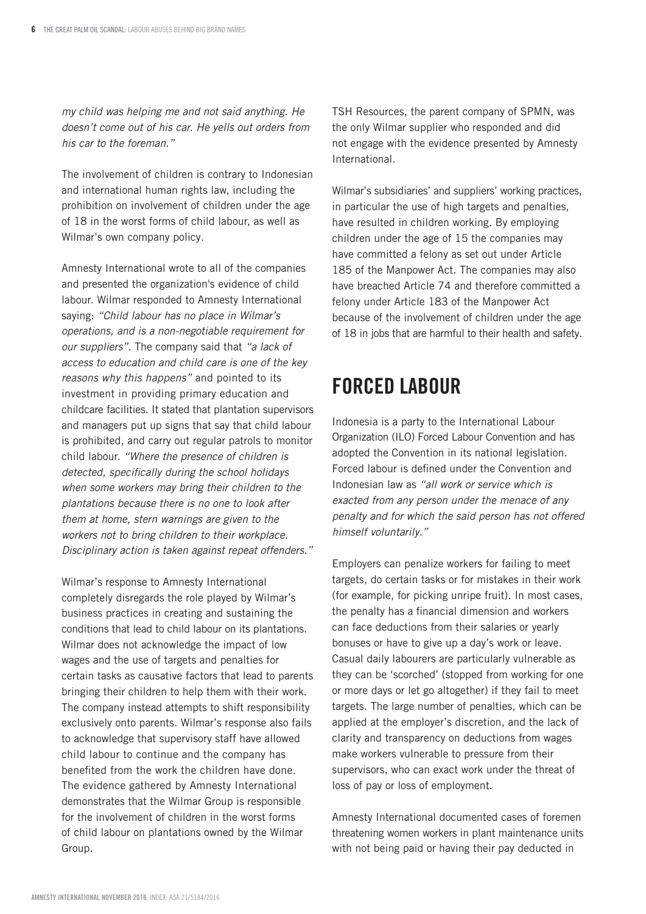*my child was helping me and not said anything. He doesn't come out of his car. He yells out orders from his car to the foreman."*

The involvement of children is contrary to Indonesian and international human rights law, including the prohibition on involvement of children under the age of 18 in the worst forms of child labour, as well as Wilmar's own company policy.

Amnesty International wrote to all of the companies and presented the organization's evidence of child labour. Wilmar responded to Amnesty International saying: *"Child labour has no place in Wilmar's operations, and is a non-negotiable requirement for our suppliers"*. The company said that *"a lack of access to education and child care is one of the key reasons why this happens"* and pointed to its investment in providing primary education and childcare facilities. It stated that plantation supervisors and managers put up signs that say that child labour is prohibited, and carry out regular patrols to monitor child labour. *"Where the presence of children is detected, specifically during the school holidays when some workers may bring their children to the plantations because there is no one to look after them at home, stern warnings are given to the workers not to bring children to their workplace. Disciplinary action is taken against repeat offenders."*

Wilmar's response to Amnesty International completely disregards the role played by Wilmar's business practices in creating and sustaining the conditions that lead to child labour on its plantations. Wilmar does not acknowledge the impact of low wages and the use of targets and penalties for certain tasks as causative factors that lead to parents bringing their children to help them with their work. The company instead attempts to shift responsibility exclusively onto parents. Wilmar's response also fails to acknowledge that supervisory staff have allowed child labour to continue and the company has benefited from the work the children have done. The evidence gathered by Amnesty International demonstrates that the Wilmar Group is responsible for the involvement of children in the worst forms of child labour on plantations owned by the Wilmar Group.

TSH Resources, the parent company of SPMN, was the only Wilmar supplier who responded and did not engage with the evidence presented by Amnesty International.

Wilmar's subsidiaries' and suppliers' working practices, in particular the use of high targets and penalties, have resulted in children working. By employing children under the age of 15 the companies may have committed a felony as set out under Article 185 of the Manpower Act. The companies may also have breached Article 74 and therefore committed a felony under Article 183 of the Manpower Act because of the involvement of children under the age of 18 in jobs that are harmful to their health and safety.

## FORCED LABOUR

Indonesia is a party to the International Labour Organization (ILO) Forced Labour Convention and has adopted the Convention in its national legislation. Forced labour is defined under the Convention and Indonesian law as *"all work or service which is exacted from any person under the menace of any penalty and for which the said person has not offered himself voluntarily."*

Employers can penalize workers for failing to meet targets, do certain tasks or for mistakes in their work (for example, for picking unripe fruit). In most cases, the penalty has a financial dimension and workers can face deductions from their salaries or yearly bonuses or have to give up a day's work or leave. Casual daily labourers are particularly vulnerable as they can be 'scorched' (stopped from working for one or more days or let go altogether) if they fail to meet targets. The large number of penalties, which can be applied at the employer's discretion, and the lack of clarity and transparency on deductions from wages make workers vulnerable to pressure from their supervisors, who can exact work under the threat of loss of pay or loss of employment.

Amnesty International documented cases of foremen threatening women workers in plant maintenance units with not being paid or having their pay deducted in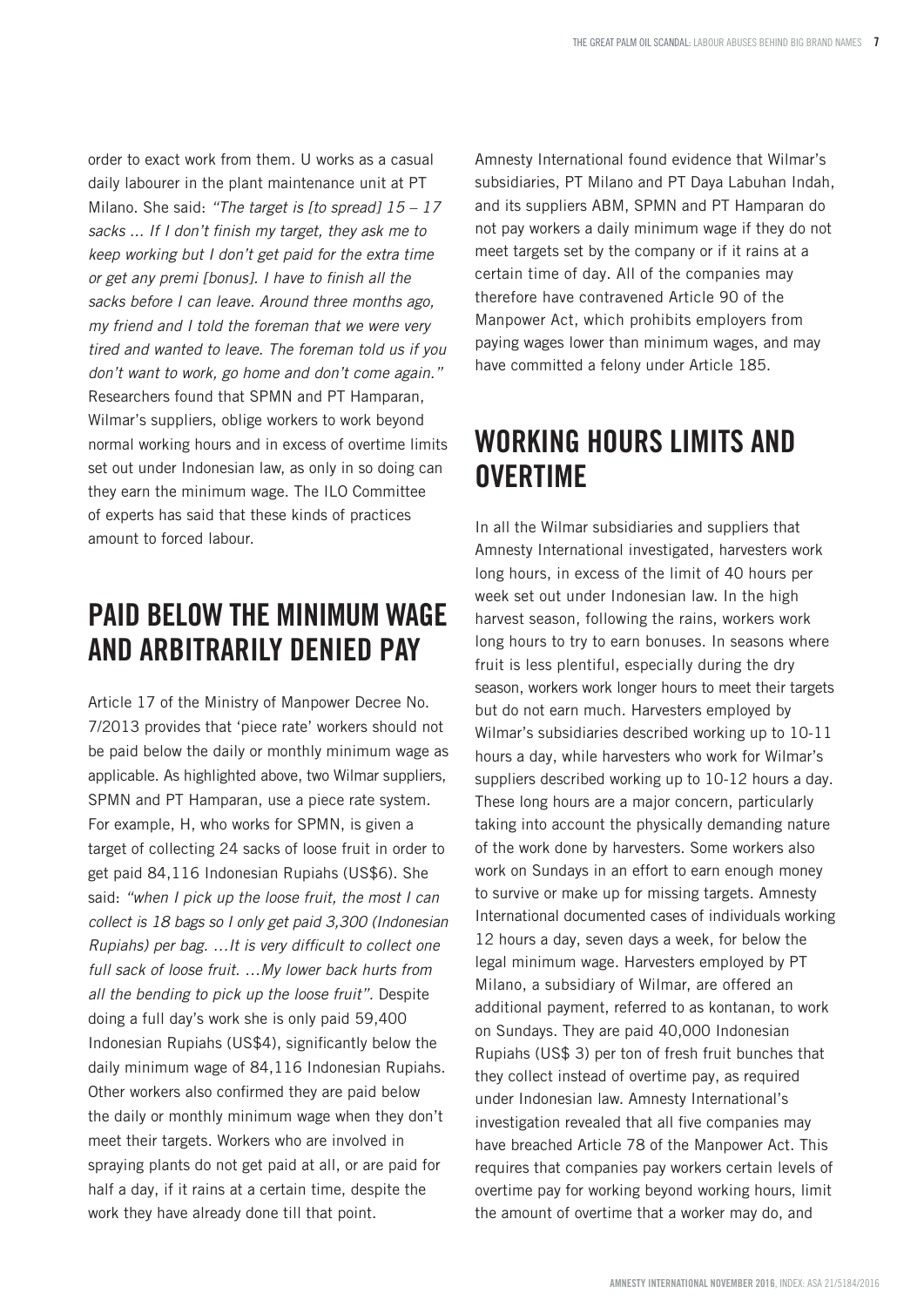order to exact work from them. U works as a casual daily labourer in the plant maintenance unit at PT Milano. She said: *"The target is [to spread] 15 – 17 sacks ... If I don't finish my target, they ask me to keep working but I don't get paid for the extra time or get any premi [bonus]. I have to finish all the sacks before I can leave. Around three months ago, my friend and I told the foreman that we were very tired and wanted to leave. The foreman told us if you don't want to work, go home and don't come again."* Researchers found that SPMN and PT Hamparan, Wilmar's suppliers, oblige workers to work beyond normal working hours and in excess of overtime limits set out under Indonesian law, as only in so doing can they earn the minimum wage. The ILO Committee of experts has said that these kinds of practices amount to forced labour.

## PAID BELOW THE MINIMUM WAGE AND ARBITRARILY DENIED PAY

Article 17 of the Ministry of Manpower Decree No. 7/2013 provides that 'piece rate' workers should not be paid below the daily or monthly minimum wage as applicable. As highlighted above, two Wilmar suppliers, SPMN and PT Hamparan, use a piece rate system. For example, H, who works for SPMN, is given a target of collecting 24 sacks of loose fruit in order to get paid 84,116 Indonesian Rupiahs (US$6). She said: *"when I pick up the loose fruit, the most I can collect is 18 bags so I only get paid 3,300 (Indonesian Rupiahs) per bag. …It is very difficult to collect one full sack of loose fruit. …My lower back hurts from all the bending to pick up the loose fruit"*. Despite doing a full day's work she is only paid 59,400 Indonesian Rupiahs (US$4), significantly below the daily minimum wage of 84,116 Indonesian Rupiahs. Other workers also confirmed they are paid below the daily or monthly minimum wage when they don't meet their targets. Workers who are involved in spraying plants do not get paid at all, or are paid for half a day, if it rains at a certain time, despite the work they have already done till that point.

Amnesty International found evidence that Wilmar's subsidiaries, PT Milano and PT Daya Labuhan Indah, and its suppliers ABM, SPMN and PT Hamparan do not pay workers a daily minimum wage if they do not meet targets set by the company or if it rains at a certain time of day. All of the companies may therefore have contravened Article 90 of the Manpower Act, which prohibits employers from paying wages lower than minimum wages, and may have committed a felony under Article 185.

## WORKING HOURS LIMITS AND OVERTIME

In all the Wilmar subsidiaries and suppliers that Amnesty International investigated, harvesters work long hours, in excess of the limit of 40 hours per week set out under Indonesian law. In the high harvest season, following the rains, workers work long hours to try to earn bonuses. In seasons where fruit is less plentiful, especially during the dry season, workers work longer hours to meet their targets but do not earn much. Harvesters employed by Wilmar's subsidiaries described working up to 10-11 hours a day, while harvesters who work for Wilmar's suppliers described working up to 10-12 hours a day. These long hours are a major concern, particularly taking into account the physically demanding nature of the work done by harvesters. Some workers also work on Sundays in an effort to earn enough money to survive or make up for missing targets. Amnesty International documented cases of individuals working 12 hours a day, seven days a week, for below the legal minimum wage. Harvesters employed by PT Milano, a subsidiary of Wilmar, are offered an additional payment, referred to as kontanan, to work on Sundays. They are paid 40,000 Indonesian Rupiahs (US$ 3) per ton of fresh fruit bunches that they collect instead of overtime pay, as required under Indonesian law. Amnesty International's investigation revealed that all five companies may have breached Article 78 of the Manpower Act. This requires that companies pay workers certain levels of overtime pay for working beyond working hours, limit the amount of overtime that a worker may do, and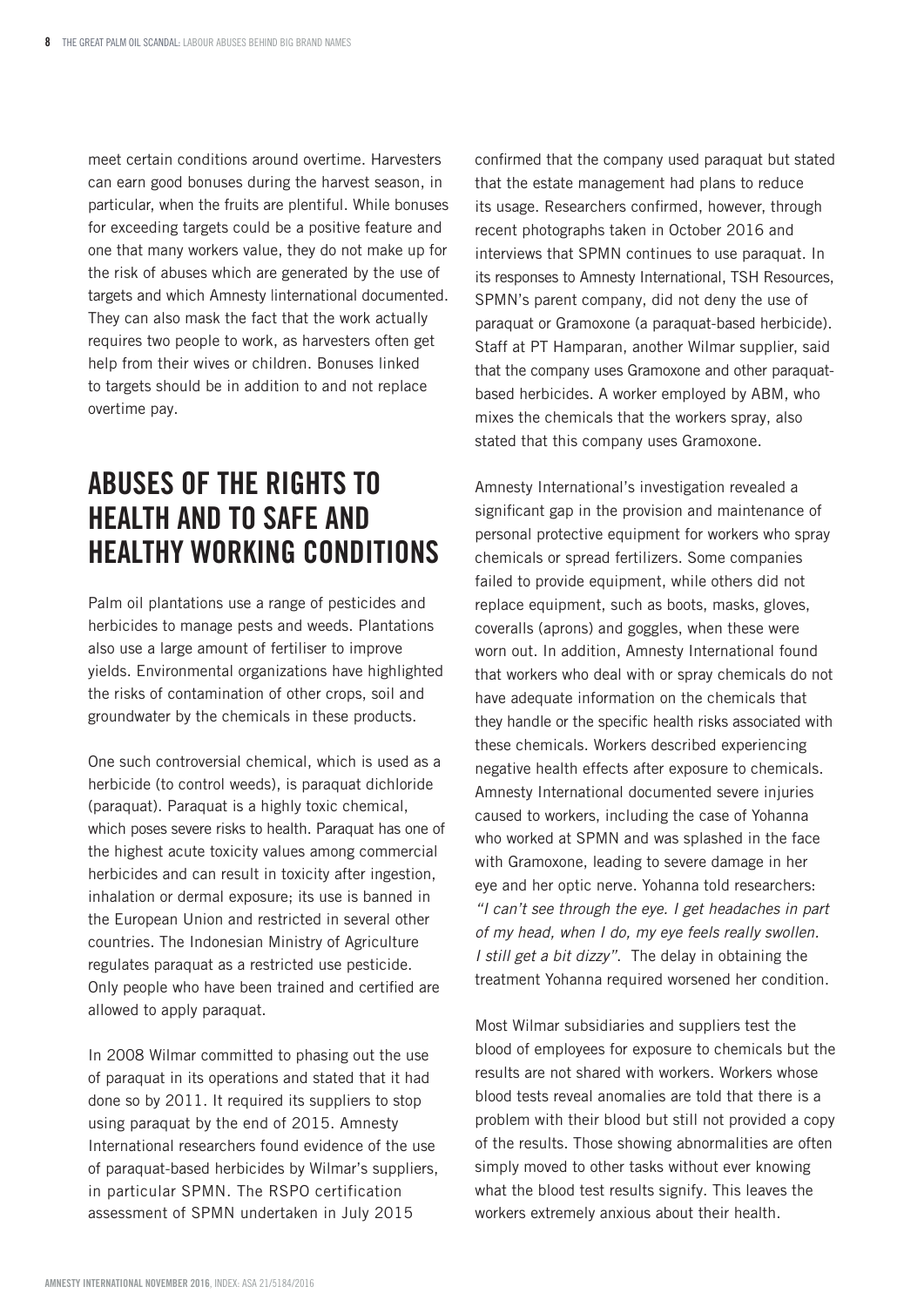meet certain conditions around overtime. Harvesters can earn good bonuses during the harvest season, in particular, when the fruits are plentiful. While bonuses for exceeding targets could be a positive feature and one that many workers value, they do not make up for the risk of abuses which are generated by the use of targets and which Amnesty Iinternational documented. They can also mask the fact that the work actually requires two people to work, as harvesters often get help from their wives or children. Bonuses linked to targets should be in addition to and not replace overtime pay.

## ABUSES OF THE RIGHTS TO HEALTH AND TO SAFE AND HEALTHY WORKING CONDITIONS

Palm oil plantations use a range of pesticides and herbicides to manage pests and weeds. Plantations also use a large amount of fertiliser to improve yields. Environmental organizations have highlighted the risks of contamination of other crops, soil and groundwater by the chemicals in these products.

One such controversial chemical, which is used as a herbicide (to control weeds), is paraquat dichloride (paraquat). Paraquat is a highly toxic chemical, which poses severe risks to health. Paraquat has one of the highest acute toxicity values among commercial herbicides and can result in toxicity after ingestion, inhalation or dermal exposure; its use is banned in the European Union and restricted in several other countries. The Indonesian Ministry of Agriculture regulates paraquat as a restricted use pesticide. Only people who have been trained and certified are allowed to apply paraquat.

In 2008 Wilmar committed to phasing out the use of paraquat in its operations and stated that it had done so by 2011. It required its suppliers to stop using paraquat by the end of 2015. Amnesty International researchers found evidence of the use of paraquat-based herbicides by Wilmar's suppliers, in particular SPMN. The RSPO certification assessment of SPMN undertaken in July 2015 confirmed that the company used paraquat but stated that the estate management had plans to reduce its usage. Researchers confirmed, however, through recent photographs taken in October 2016 and interviews that SPMN continues to use paraquat. In its responses to Amnesty International, TSH Resources, SPMN's parent company, did not deny the use of paraquat or Gramoxone (a paraquat-based herbicide). Staff at PT Hamparan, another Wilmar supplier, said that the company uses Gramoxone and other paraquat-based herbicides. A worker employed by ABM, who mixes the chemicals that the workers spray, also stated that this company uses Gramoxone.

Amnesty International's investigation revealed a significant gap in the provision and maintenance of personal protective equipment for workers who spray chemicals or spread fertilizers. Some companies failed to provide equipment, while others did not replace equipment, such as boots, masks, gloves, coveralls (aprons) and goggles, when these were worn out. In addition, Amnesty International found that workers who deal with or spray chemicals do not have adequate information on the chemicals that they handle or the specific health risks associated with these chemicals. Workers described experiencing negative health effects after exposure to chemicals. Amnesty International documented severe injuries caused to workers, including the case of Yohanna who worked at SPMN and was splashed in the face with Gramoxone, leading to severe damage in her eye and her optic nerve. Yohanna told researchers: *"I can't see through the eye. I get headaches in part of my head, when I do, my eye feels really swollen. I still get a bit dizzy"*. The delay in obtaining the treatment Yohanna required worsened her condition.

Most Wilmar subsidiaries and suppliers test the blood of employees for exposure to chemicals but the results are not shared with workers. Workers whose blood tests reveal anomalies are told that there is a problem with their blood but still not provided a copy of the results. Those showing abnormalities are often simply moved to other tasks without ever knowing what the blood test results signify. This leaves the workers extremely anxious about their health.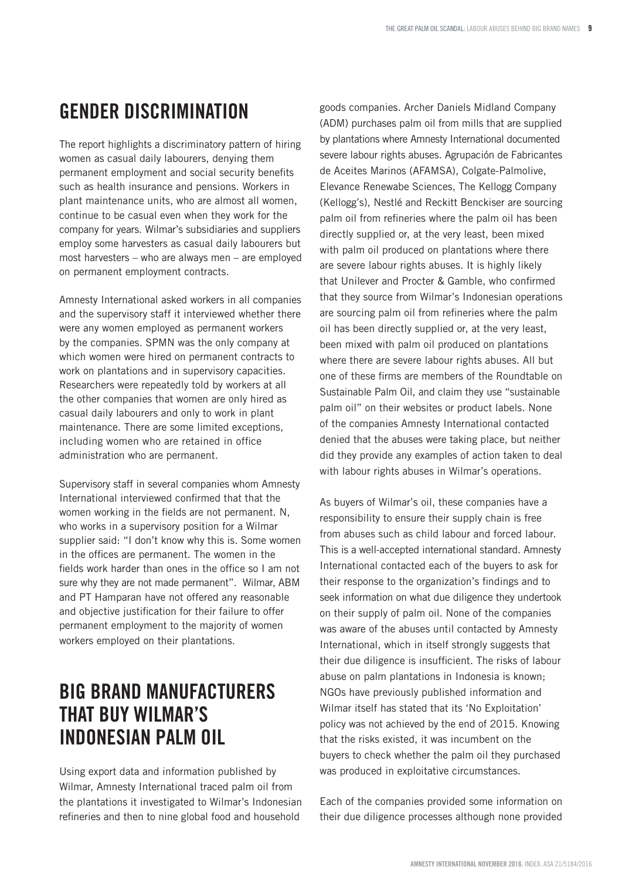## GENDER DISCRIMINATION

The report highlights a discriminatory pattern of hiring women as casual daily labourers, denying them permanent employment and social security benefits such as health insurance and pensions. Workers in plant maintenance units, who are almost all women, continue to be casual even when they work for the company for years. Wilmar's subsidiaries and suppliers employ some harvesters as casual daily labourers but most harvesters – who are always men – are employed on permanent employment contracts.

Amnesty International asked workers in all companies and the supervisory staff it interviewed whether there were any women employed as permanent workers by the companies. SPMN was the only company at which women were hired on permanent contracts to work on plantations and in supervisory capacities. Researchers were repeatedly told by workers at all the other companies that women are only hired as casual daily labourers and only to work in plant maintenance. There are some limited exceptions, including women who are retained in office administration who are permanent.

Supervisory staff in several companies whom Amnesty International interviewed confirmed that that the women working in the fields are not permanent. N, who works in a supervisory position for a Wilmar supplier said: "I don't know why this is. Some women in the offices are permanent. The women in the fields work harder than ones in the office so I am not sure why they are not made permanent". Wilmar, ABM and PT Hamparan have not offered any reasonable and objective justification for their failure to offer permanent employment to the majority of women workers employed on their plantations.

## BIG BRAND MANUFACTURERS THAT BUY WILMAR'S INDONESIAN PALM OIL

Using export data and information published by Wilmar, Amnesty International traced palm oil from the plantations it investigated to Wilmar's Indonesian refineries and then to nine global food and household goods companies. Archer Daniels Midland Company (ADM) purchases palm oil from mills that are supplied by plantations where Amnesty International documented severe labour rights abuses. Agrupación de Fabricantes de Aceites Marinos (AFAMSA), Colgate-Palmolive, Elevance Renewabe Sciences, The Kellogg Company (Kellogg's), Nestlé and Reckitt Benckiser are sourcing palm oil from refineries where the palm oil has been directly supplied or, at the very least, been mixed with palm oil produced on plantations where there are severe labour rights abuses. It is highly likely that Unilever and Procter & Gamble, who confirmed that they source from Wilmar's Indonesian operations are sourcing palm oil from refineries where the palm oil has been directly supplied or, at the very least, been mixed with palm oil produced on plantations where there are severe labour rights abuses. All but one of these firms are members of the Roundtable on Sustainable Palm Oil, and claim they use "sustainable palm oil" on their websites or product labels. None of the companies Amnesty International contacted denied that the abuses were taking place, but neither did they provide any examples of action taken to deal with labour rights abuses in Wilmar's operations.

As buyers of Wilmar's oil, these companies have a responsibility to ensure their supply chain is free from abuses such as child labour and forced labour. This is a well-accepted international standard. Amnesty International contacted each of the buyers to ask for their response to the organization's findings and to seek information on what due diligence they undertook on their supply of palm oil. None of the companies was aware of the abuses until contacted by Amnesty International, which in itself strongly suggests that their due diligence is insufficient. The risks of labour abuse on palm plantations in Indonesia is known; NGOs have previously published information and Wilmar itself has stated that its 'No Exploitation' policy was not achieved by the end of 2015. Knowing that the risks existed, it was incumbent on the buyers to check whether the palm oil they purchased was produced in exploitative circumstances.

Each of the companies provided some information on their due diligence processes although none provided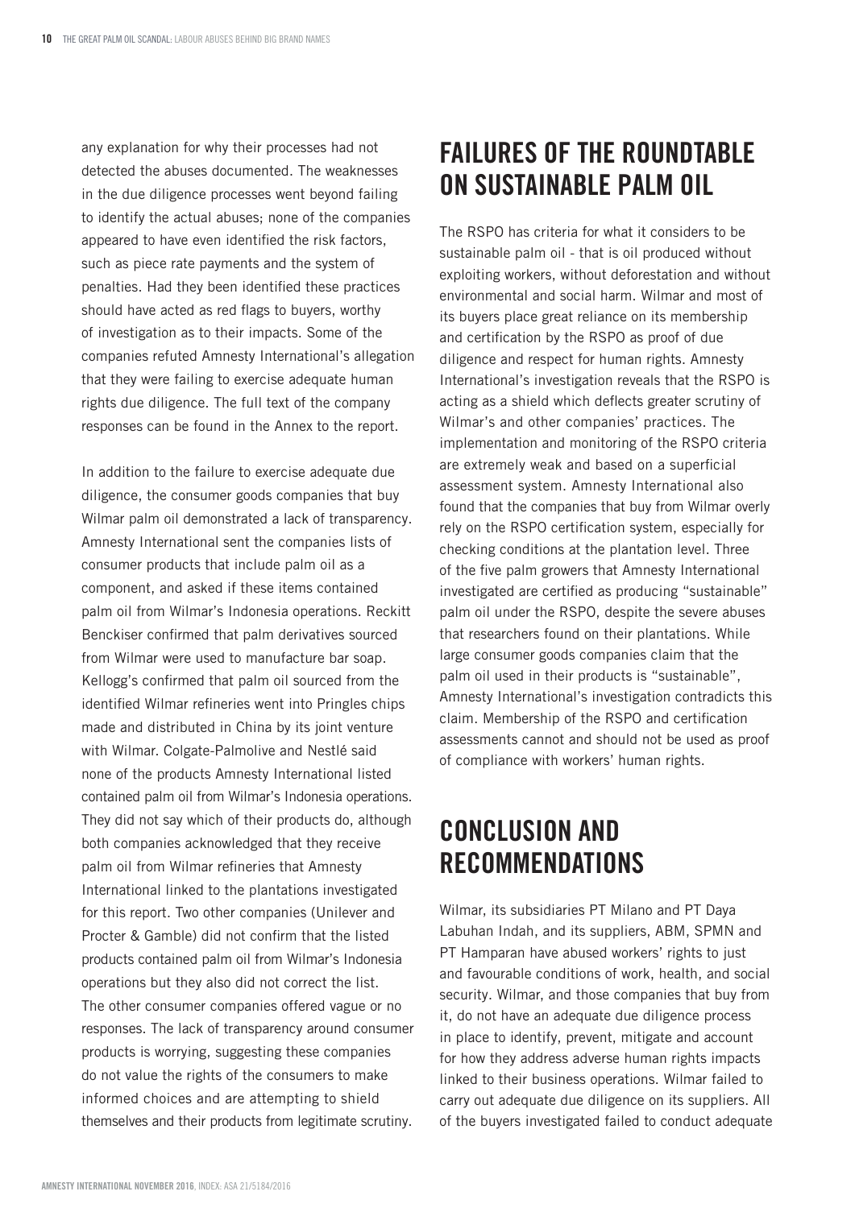any explanation for why their processes had not detected the abuses documented. The weaknesses in the due diligence processes went beyond failing to identify the actual abuses; none of the companies appeared to have even identified the risk factors, such as piece rate payments and the system of penalties. Had they been identified these practices should have acted as red flags to buyers, worthy of investigation as to their impacts. Some of the companies refuted Amnesty International's allegation that they were failing to exercise adequate human rights due diligence. The full text of the company responses can be found in the Annex to the report.

In addition to the failure to exercise adequate due diligence, the consumer goods companies that buy Wilmar palm oil demonstrated a lack of transparency. Amnesty International sent the companies lists of consumer products that include palm oil as a component, and asked if these items contained palm oil from Wilmar's Indonesia operations. Reckitt Benckiser confirmed that palm derivatives sourced from Wilmar were used to manufacture bar soap. Kellogg's confirmed that palm oil sourced from the identified Wilmar refineries went into Pringles chips made and distributed in China by its joint venture with Wilmar. Colgate-Palmolive and Nestlé said none of the products Amnesty International listed contained palm oil from Wilmar's Indonesia operations. They did not say which of their products do, although both companies acknowledged that they receive palm oil from Wilmar refineries that Amnesty International linked to the plantations investigated for this report. Two other companies (Unilever and Procter & Gamble) did not confirm that the listed products contained palm oil from Wilmar's Indonesia operations but they also did not correct the list. The other consumer companies offered vague or no responses. The lack of transparency around consumer products is worrying, suggesting these companies do not value the rights of the consumers to make informed choices and are attempting to shield themselves and their products from legitimate scrutiny.

## FAILURES OF THE ROUNDTABLE ON SUSTAINABLE PALM OIL

The RSPO has criteria for what it considers to be sustainable palm oil - that is oil produced without exploiting workers, without deforestation and without environmental and social harm. Wilmar and most of its buyers place great reliance on its membership and certification by the RSPO as proof of due diligence and respect for human rights. Amnesty International's investigation reveals that the RSPO is acting as a shield which deflects greater scrutiny of Wilmar's and other companies' practices. The implementation and monitoring of the RSPO criteria are extremely weak and based on a superficial assessment system. Amnesty International also found that the companies that buy from Wilmar overly rely on the RSPO certification system, especially for checking conditions at the plantation level. Three of the five palm growers that Amnesty International investigated are certified as producing "sustainable" palm oil under the RSPO, despite the severe abuses that researchers found on their plantations. While large consumer goods companies claim that the palm oil used in their products is "sustainable", Amnesty International's investigation contradicts this claim. Membership of the RSPO and certification assessments cannot and should not be used as proof of compliance with workers' human rights.

## CONCLUSION AND RECOMMENDATIONS

Wilmar, its subsidiaries PT Milano and PT Daya Labuhan Indah, and its suppliers, ABM, SPMN and PT Hamparan have abused workers' rights to just and favourable conditions of work, health, and social security. Wilmar, and those companies that buy from it, do not have an adequate due diligence process in place to identify, prevent, mitigate and account for how they address adverse human rights impacts linked to their business operations. Wilmar failed to carry out adequate due diligence on its suppliers. All of the buyers investigated failed to conduct adequate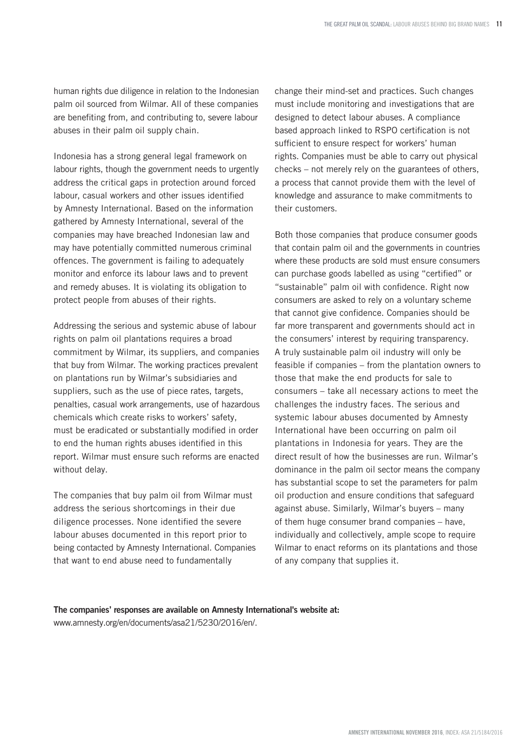human rights due diligence in relation to the Indonesian palm oil sourced from Wilmar. All of these companies are benefiting from, and contributing to, severe labour abuses in their palm oil supply chain.

Indonesia has a strong general legal framework on labour rights, though the government needs to urgently address the critical gaps in protection around forced labour, casual workers and other issues identified by Amnesty International. Based on the information gathered by Amnesty International, several of the companies may have breached Indonesian law and may have potentially committed numerous criminal offences. The government is failing to adequately monitor and enforce its labour laws and to prevent and remedy abuses. It is violating its obligation to protect people from abuses of their rights.

Addressing the serious and systemic abuse of labour rights on palm oil plantations requires a broad commitment by Wilmar, its suppliers, and companies that buy from Wilmar. The working practices prevalent on plantations run by Wilmar's subsidiaries and suppliers, such as the use of piece rates, targets, penalties, casual work arrangements, use of hazardous chemicals which create risks to workers' safety, must be eradicated or substantially modified in order to end the human rights abuses identified in this report. Wilmar must ensure such reforms are enacted without delay.

The companies that buy palm oil from Wilmar must address the serious shortcomings in their due diligence processes. None identified the severe labour abuses documented in this report prior to being contacted by Amnesty International. Companies that want to end abuse need to fundamentally change their mind-set and practices. Such changes must include monitoring and investigations that are designed to detect labour abuses. A compliance based approach linked to RSPO certification is not sufficient to ensure respect for workers' human rights. Companies must be able to carry out physical checks – not merely rely on the guarantees of others, a process that cannot provide them with the level of knowledge and assurance to make commitments to their customers.

Both those companies that produce consumer goods that contain palm oil and the governments in countries where these products are sold must ensure consumers can purchase goods labelled as using "certified" or "sustainable" palm oil with confidence. Right now consumers are asked to rely on a voluntary scheme that cannot give confidence. Companies should be far more transparent and governments should act in the consumers' interest by requiring transparency. A truly sustainable palm oil industry will only be feasible if companies – from the plantation owners to those that make the end products for sale to consumers – take all necessary actions to meet the challenges the industry faces. The serious and systemic labour abuses documented by Amnesty International have been occurring on palm oil plantations in Indonesia for years. They are the direct result of how the businesses are run. Wilmar's dominance in the palm oil sector means the company has substantial scope to set the parameters for palm oil production and ensure conditions that safeguard against abuse. Similarly, Wilmar's buyers – many of them huge consumer brand companies – have, individually and collectively, ample scope to require Wilmar to enact reforms on its plantations and those of any company that supplies it.

**The companies' responses are available on Amnesty International's website at:**
www.amnesty.org/en/documents/asa21/5230/2016/en/.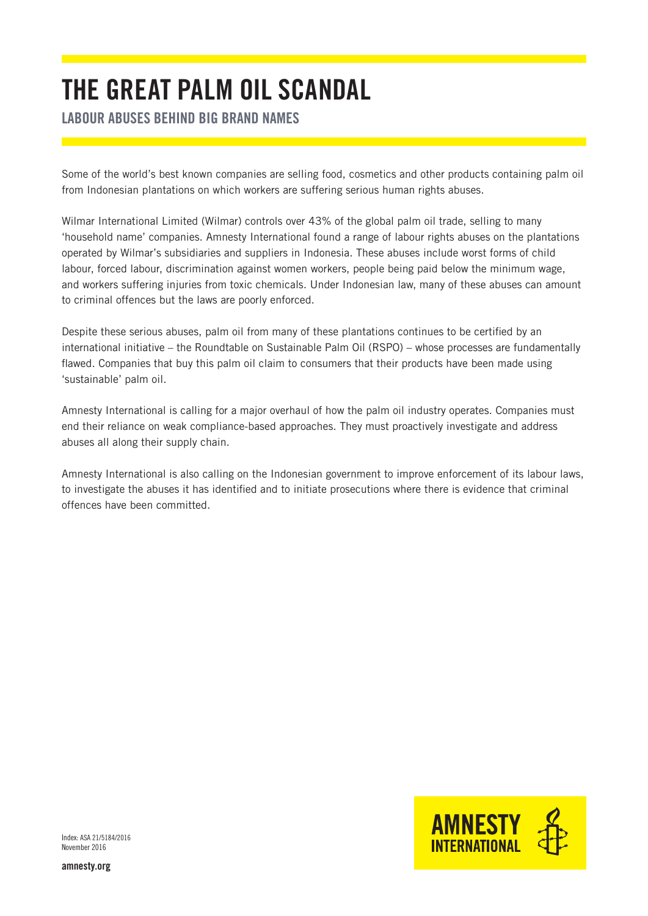# THE GREAT PALM OIL SCANDAL

## LABOUR ABUSES BEHIND BIG BRAND NAMES

Some of the world's best known companies are selling food, cosmetics and other products containing palm oil from Indonesian plantations on which workers are suffering serious human rights abuses.

Wilmar International Limited (Wilmar) controls over 43% of the global palm oil trade, selling to many 'household name' companies. Amnesty International found a range of labour rights abuses on the plantations operated by Wilmar's subsidiaries and suppliers in Indonesia. These abuses include worst forms of child labour, forced labour, discrimination against women workers, people being paid below the minimum wage, and workers suffering injuries from toxic chemicals. Under Indonesian law, many of these abuses can amount to criminal offences but the laws are poorly enforced.

Despite these serious abuses, palm oil from many of these plantations continues to be certified by an international initiative – the Roundtable on Sustainable Palm Oil (RSPO) – whose processes are fundamentally flawed. Companies that buy this palm oil claim to consumers that their products have been made using 'sustainable' palm oil.

Amnesty International is calling for a major overhaul of how the palm oil industry operates. Companies must end their reliance on weak compliance-based approaches. They must proactively investigate and address abuses all along their supply chain.

Amnesty International is also calling on the Indonesian government to improve enforcement of its labour laws, to investigate the abuses it has identified and to initiate prosecutions where there is evidence that criminal offences have been committed.

Index: ASA 21/5184/2016
November 2016

**amnesty.org**

AMNESTY INTERNATIONAL